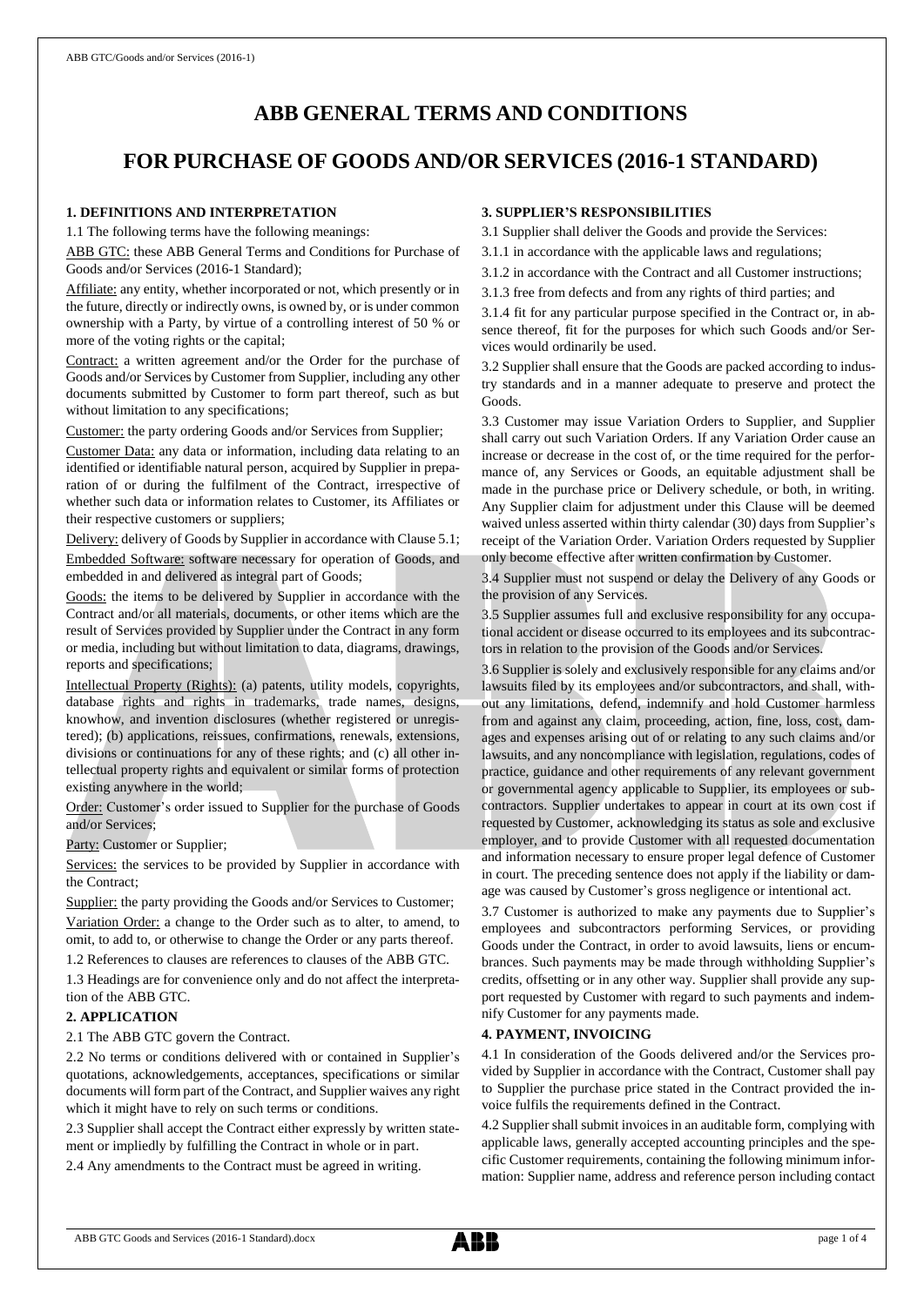# ABB GENERAL TERMS AND CONDITIONS

# FOR PURCHASE OF GOODS AND/OR SERVICES (2016-1 STANDARD)

## 1. DEFINITIONS AND INTERPRETATION

1.1 The following terms have the following meanings:

ABB GTC: these ABB General Terms and Conditions for Purchase of Goods and/or Services (2016-1 Standard);

Affiliate: any entity, whether incorporated or not, which presently or in the future, directly or indirectly owns, is owned by, or is under common ownership with a Party, by virtue of a controlling interest of 50 % or more of the voting rights or the capital;

Contract: a written agreement and/or the Order for the purchase of Goods and/or Services by Customer from Supplier, including any other documents submitted by Customer to form part thereof, such as but without limitation to any specifications;

Customer: the party ordering Goods and/or Services from Supplier;

Customer Data: any data or information, including data relating to an identified or identifiable natural person, acquired by Supplier in preparation of or during the fulfilment of the Contract, irrespective of whether such data or information relates to Customer, its Affiliates or their respective customers or suppliers;

Delivery: delivery of Goods by Supplier in accordance with Clause 5.1;

Embedded Software: software necessary for operation of Goods, and embedded in and delivered as integral part of Goods;

Goods: the items to be delivered by Supplier in accordance with the Contract and/or all materials, documents, or other items which are the result of Services provided by Supplier under the Contract in any form or media, including but without limitation to data, diagrams, drawings, reports and specifications;

Intellectual Property (Rights): (a) patents, utility models, copyrights, database rights and rights in trademarks, trade names, designs, knowhow, and invention disclosures (whether registered or unregistered); (b) applications, reissues, confirmations, renewals, extensions, divisions or continuations for any of these rights; and (c) all other intellectual property rights and equivalent or similar forms of protection existing anywhere in the world;

Order: Customer's order issued to Supplier for the purchase of Goods and/or Services;

Party: Customer or Supplier;

Services: the services to be provided by Supplier in accordance with the Contract;

Supplier: the party providing the Goods and/or Services to Customer;

Variation Order: a change to the Order such as to alter, to amend, to omit, to add to, or otherwise to change the Order or any parts thereof.

1.2 References to clauses are references to clauses of the ABB GTC.

1.3 Headings are for convenience only and do not affect the interpretation of the ABB GTC.

## 2. APPLICATION

2.1 The ABB GTC govern the Contract.

2.2 No terms or conditions delivered with or contained in Supplier's quotations, acknowledgements, acceptances, specifications or similar documents will form part of the Contract, and Supplier waives any right which it might have to rely on such terms or conditions.

2.3 Supplier shall accept the Contract either expressly by written statement or impliedly by fulfilling the Contract in whole or in part.

2.4 Any amendments to the Contract must be agreed in writing.

## 3. SUPPLIER'S RESPONSIBILITIES

3.1 Supplier shall deliver the Goods and provide the Services:

3.1.1 in accordance with the applicable laws and regulations;

3.1.2 in accordance with the Contract and all Customer instructions;

3.1.3 free from defects and from any rights of third parties; and

3.1.4 fit for any particular purpose specified in the Contract or, in absence thereof, fit for the purposes for which such Goods and/or Services would ordinarily be used.

3.2 Supplier shall ensure that the Goods are packed according to industry standards and in a manner adequate to preserve and protect the Goods.

3.3 Customer may issue Variation Orders to Supplier, and Supplier shall carry out such Variation Orders. If any Variation Order cause an increase or decrease in the cost of, or the time required for the performance of, any Services or Goods, an equitable adjustment shall be made in the purchase price or Delivery schedule, or both, in writing. Any Supplier claim for adjustment under this Clause will be deemed waived unless asserted within thirty calendar (30) days from Supplier's receipt of the Variation Order. Variation Orders requested by Supplier only become effective after written confirmation by Customer.

3.4 Supplier must not suspend or delay the Delivery of any Goods or the provision of any Services.

3.5 Supplier assumes full and exclusive responsibility for any occupational accident or disease occurred to its employees and its subcontractors in relation to the provision of the Goods and/or Services.

3.6 Supplier is solely and exclusively responsible for any claims and/or lawsuits filed by its employees and/or subcontractors, and shall, without any limitations, defend, indemnify and hold Customer harmless from and against any claim, proceeding, action, fine, loss, cost, damages and expenses arising out of or relating to any such claims and/or lawsuits, and any noncompliance with legislation, regulations, codes of practice, guidance and other requirements of any relevant government or governmental agency applicable to Supplier, its employees or subcontractors. Supplier undertakes to appear in court at its own cost if requested by Customer, acknowledging its status as sole and exclusive employer, and to provide Customer with all requested documentation and information necessary to ensure proper legal defence of Customer in court. The preceding sentence does not apply if the liability or damage was caused by Customer's gross negligence or intentional act.

3.7 Customer is authorized to make any payments due to Supplier's employees and subcontractors performing Services, or providing Goods under the Contract, in order to avoid lawsuits, liens or encumbrances. Such payments may be made through withholding Supplier's credits, offsetting or in any other way. Supplier shall provide any support requested by Customer with regard to such payments and indemnify Customer for any payments made.

## 4. PAYMENT, INVOICING

4.1 In consideration of the Goods delivered and/or the Services provided by Supplier in accordance with the Contract, Customer shall pay to Supplier the purchase price stated in the Contract provided the invoice fulfils the requirements defined in the Contract.

4.2 Supplier shall submit invoices in an auditable form, complying with applicable laws, generally accepted accounting principles and the specific Customer requirements, containing the following minimum information: Supplier name, address and reference person including contact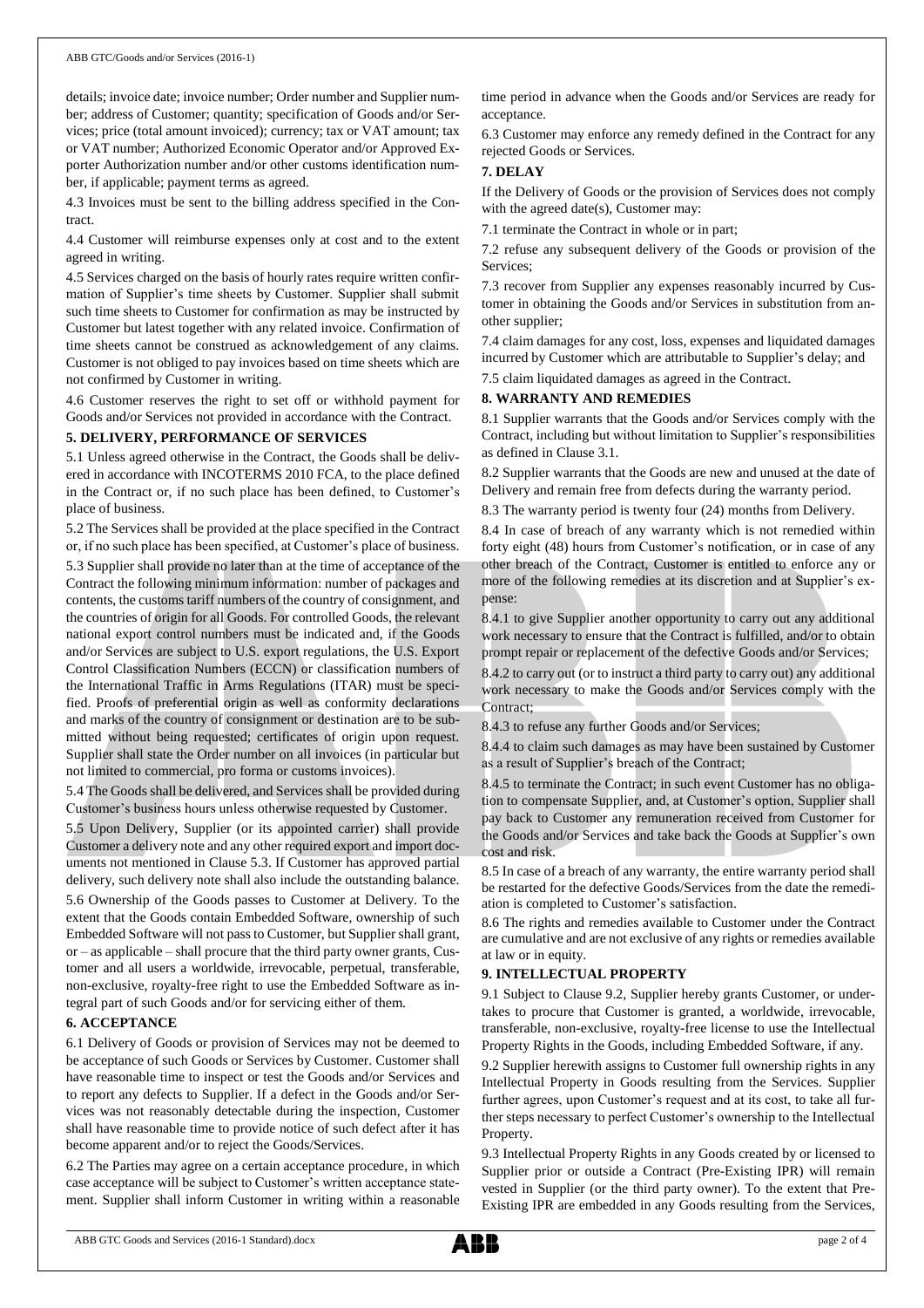details; invoice date; invoice number; Order number and Supplier number; address of Customer; quantity; specification of Goods and/or Services; price (total amount invoiced); currency; tax or VAT amount; tax or VAT number; Authorized Economic Operator and/or Approved Exporter Authorization number and/or other customs identification number, if applicable; payment terms as agreed.

4.3 Invoices must be sent to the billing address specified in the Contract.

4.4 Customer will reimburse expenses only at cost and to the extent agreed in writing.

4.5 Services charged on the basis of hourly rates require written confirmation of Supplier's time sheets by Customer. Supplier shall submit such time sheets to Customer for confirmation as may be instructed by Customer but latest together with any related invoice. Confirmation of time sheets cannot be construed as acknowledgement of any claims. Customer is not obliged to pay invoices based on time sheets which are not confirmed by Customer in writing.

4.6 Customer reserves the right to set off or withhold payment for Goods and/or Services not provided in accordance with the Contract.

## 5. DELIVERY, PERFORMANCE OF SERVICES

5.1 Unless agreed otherwise in the Contract, the Goods shall be delivered in accordance with INCOTERMS 2010 FCA, to the place defined in the Contract or, if no such place has been defined, to Customer's place of business.

5.2 The Services shall be provided at the place specified in the Contract or, if no such place has been specified, at Customer's place of business.

5.3 Supplier shall provide no later than at the time of acceptance of the Contract the following minimum information: number of packages and contents, the customs tariff numbers of the country of consignment, and the countries of origin for all Goods. For controlled Goods, the relevant national export control numbers must be indicated and, if the Goods and/or Services are subject to U.S. export regulations, the U.S. Export Control Classification Numbers (ECCN) or classification numbers of the International Traffic in Arms Regulations (ITAR) must be specified. Proofs of preferential origin as well as conformity declarations and marks of the country of consignment or destination are to be submitted without being requested; certificates of origin upon request. Supplier shall state the Order number on all invoices (in particular but not limited to commercial, pro forma or customs invoices).

5.4 The Goods shall be delivered, and Services shall be provided during Customer's business hours unless otherwise requested by Customer.

5.5 Upon Delivery, Supplier (or its appointed carrier) shall provide Customer a delivery note and any other required export and import documents not mentioned in Clause 5.3. If Customer has approved partial delivery, such delivery note shall also include the outstanding balance.

5.6 Ownership of the Goods passes to Customer at Delivery. To the extent that the Goods contain Embedded Software, ownership of such Embedded Software will not pass to Customer, but Supplier shall grant, or – as applicable – shall procure that the third party owner grants, Customer and all users a worldwide, irrevocable, perpetual, transferable, non-exclusive, royalty-free right to use the Embedded Software as integral part of such Goods and/or for servicing either of them.

## 6. ACCEPTANCE

6.1 Delivery of Goods or provision of Services may not be deemed to be acceptance of such Goods or Services by Customer. Customer shall have reasonable time to inspect or test the Goods and/or Services and to report any defects to Supplier. If a defect in the Goods and/or Services was not reasonably detectable during the inspection, Customer shall have reasonable time to provide notice of such defect after it has become apparent and/or to reject the Goods/Services.

6.2 The Parties may agree on a certain acceptance procedure, in which case acceptance will be subject to Customer's written acceptance statement. Supplier shall inform Customer in writing within a reasonable time period in advance when the Goods and/or Services are ready for acceptance.

6.3 Customer may enforce any remedy defined in the Contract for any rejected Goods or Services.

## 7. DELAY

If the Delivery of Goods or the provision of Services does not comply with the agreed date(s), Customer may:

7.1 terminate the Contract in whole or in part;

7.2 refuse any subsequent delivery of the Goods or provision of the Services;

7.3 recover from Supplier any expenses reasonably incurred by Customer in obtaining the Goods and/or Services in substitution from another supplier;

7.4 claim damages for any cost, loss, expenses and liquidated damages incurred by Customer which are attributable to Supplier's delay; and

7.5 claim liquidated damages as agreed in the Contract.

## 8. WARRANTY AND REMEDIES

8.1 Supplier warrants that the Goods and/or Services comply with the Contract, including but without limitation to Supplier's responsibilities as defined in Clause 3.1.

8.2 Supplier warrants that the Goods are new and unused at the date of Delivery and remain free from defects during the warranty period.

8.3 The warranty period is twenty four (24) months from Delivery.

8.4 In case of breach of any warranty which is not remedied within forty eight (48) hours from Customer's notification, or in case of any other breach of the Contract, Customer is entitled to enforce any or more of the following remedies at its discretion and at Supplier's expense:

8.4.1 to give Supplier another opportunity to carry out any additional work necessary to ensure that the Contract is fulfilled, and/or to obtain prompt repair or replacement of the defective Goods and/or Services;

8.4.2 to carry out (or to instruct a third party to carry out) any additional work necessary to make the Goods and/or Services comply with the Contract;

8.4.3 to refuse any further Goods and/or Services;

8.4.4 to claim such damages as may have been sustained by Customer as a result of Supplier's breach of the Contract;

8.4.5 to terminate the Contract; in such event Customer has no obligation to compensate Supplier, and, at Customer's option, Supplier shall pay back to Customer any remuneration received from Customer for the Goods and/or Services and take back the Goods at Supplier's own cost and risk.

8.5 In case of a breach of any warranty, the entire warranty period shall be restarted for the defective Goods/Services from the date the remediation is completed to Customer's satisfaction.

8.6 The rights and remedies available to Customer under the Contract are cumulative and are not exclusive of any rights or remedies available at law or in equity.

## 9. INTELLECTUAL PROPERTY

9.1 Subject to Clause 9.2, Supplier hereby grants Customer, or undertakes to procure that Customer is granted, a worldwide, irrevocable, transferable, non-exclusive, royalty-free license to use the Intellectual Property Rights in the Goods, including Embedded Software, if any.

9.2 Supplier herewith assigns to Customer full ownership rights in any Intellectual Property in Goods resulting from the Services. Supplier further agrees, upon Customer's request and at its cost, to take all further steps necessary to perfect Customer's ownership to the Intellectual Property.

9.3 Intellectual Property Rights in any Goods created by or licensed to Supplier prior or outside a Contract (Pre-Existing IPR) will remain vested in Supplier (or the third party owner). To the extent that Pre-Existing IPR are embedded in any Goods resulting from the Services,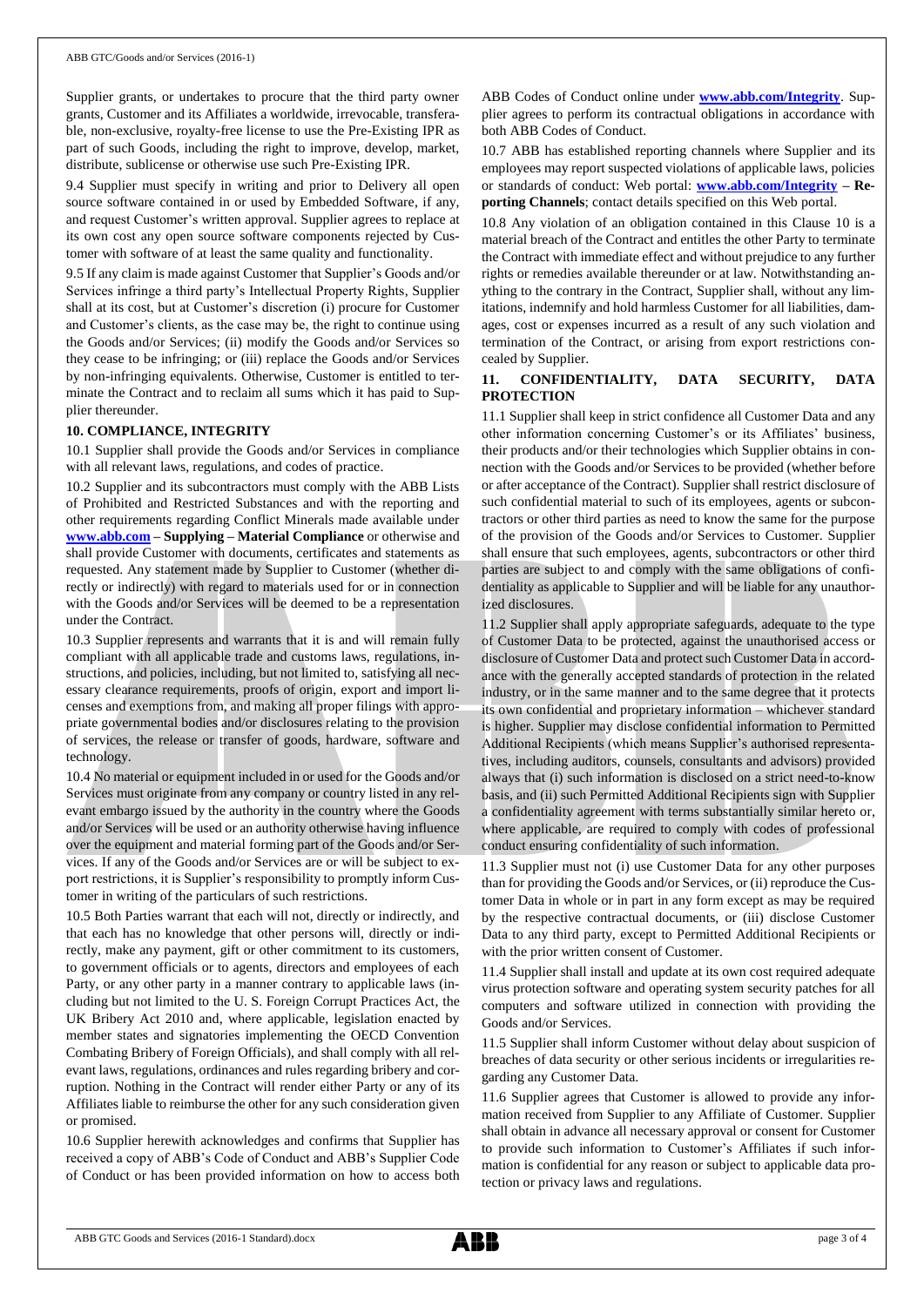Supplier grants, or undertakes to procure that the third party owner grants, Customer and its Affiliates a worldwide, irrevocable, transferable, non-exclusive, royalty-free license to use the Pre-Existing IPR as part of such Goods, including the right to improve, develop, market, distribute, sublicense or otherwise use such Pre-Existing IPR.

9.4 Supplier must specify in writing and prior to Delivery all open source software contained in or used by Embedded Software, if any, and request Customer's written approval. Supplier agrees to replace at its own cost any open source software components rejected by Customer with software of at least the same quality and functionality.

9.5 If any claim is made against Customer that Supplier's Goods and/or Services infringe a third party's Intellectual Property Rights, Supplier shall at its cost, but at Customer's discretion (i) procure for Customer and Customer's clients, as the case may be, the right to continue using the Goods and/or Services; (ii) modify the Goods and/or Services so they cease to be infringing; or (iii) replace the Goods and/or Services by non-infringing equivalents. Otherwise, Customer is entitled to terminate the Contract and to reclaim all sums which it has paid to Supplier thereunder.

**10. COMPLIANCE, INTEGRITY**

10.1 Supplier shall provide the Goods and/or Services in compliance with all relevant laws, regulations, and codes of practice.

10.2 Supplier and its subcontractors must comply with the ABB Lists of Prohibited and Restricted Substances and with the reporting and other requirements regarding Conflict Minerals made available under **www.abb.com – Supplying – Material Compliance** or otherwise and shall provide Customer with documents, certificates and statements as requested. Any statement made by Supplier to Customer (whether directly or indirectly) with regard to materials used for or in connection with the Goods and/or Services will be deemed to be a representation under the Contract.

10.3 Supplier represents and warrants that it is and will remain fully compliant with all applicable trade and customs laws, regulations, instructions, and policies, including, but not limited to, satisfying all necessary clearance requirements, proofs of origin, export and import licenses and exemptions from, and making all proper filings with appropriate governmental bodies and/or disclosures relating to the provision of services, the release or transfer of goods, hardware, software and technology.

10.4 No material or equipment included in or used for the Goods and/or Services must originate from any company or country listed in any relevant embargo issued by the authority in the country where the Goods and/or Services will be used or an authority otherwise having influence over the equipment and material forming part of the Goods and/or Services. If any of the Goods and/or Services are or will be subject to export restrictions, it is Supplier's responsibility to promptly inform Customer in writing of the particulars of such restrictions.

10.5 Both Parties warrant that each will not, directly or indirectly, and that each has no knowledge that other persons will, directly or indirectly, make any payment, gift or other commitment to its customers, to government officials or to agents, directors and employees of each Party, or any other party in a manner contrary to applicable laws (including but not limited to the U. S. Foreign Corrupt Practices Act, the UK Bribery Act 2010 and, where applicable, legislation enacted by member states and signatories implementing the OECD Convention Combating Bribery of Foreign Officials), and shall comply with all relevant laws, regulations, ordinances and rules regarding bribery and corruption. Nothing in the Contract will render either Party or any of its Affiliates liable to reimburse the other for any such consideration given or promised.

10.6 Supplier herewith acknowledges and confirms that Supplier has received a copy of ABB's Code of Conduct and ABB's Supplier Code of Conduct or has been provided information on how to access both ABB Codes of Conduct online under **www.abb.com/Integrity**. Supplier agrees to perform its contractual obligations in accordance with both ABB Codes of Conduct.

10.7 ABB has established reporting channels where Supplier and its employees may report suspected violations of applicable laws, policies or standards of conduct: Web portal: **www.abb.com/Integrity – Reporting Channels**; contact details specified on this Web portal.

10.8 Any violation of an obligation contained in this Clause 10 is a material breach of the Contract and entitles the other Party to terminate the Contract with immediate effect and without prejudice to any further rights or remedies available thereunder or at law. Notwithstanding anything to the contrary in the Contract, Supplier shall, without any limitations, indemnify and hold harmless Customer for all liabilities, damages, cost or expenses incurred as a result of any such violation and termination of the Contract, or arising from export restrictions concealed by Supplier.

**11. CONFIDENTIALITY, DATA SECURITY, DATA PROTECTION**

11.1 Supplier shall keep in strict confidence all Customer Data and any other information concerning Customer's or its Affiliates' business, their products and/or their technologies which Supplier obtains in connection with the Goods and/or Services to be provided (whether before or after acceptance of the Contract). Supplier shall restrict disclosure of such confidential material to such of its employees, agents or subcontractors or other third parties as need to know the same for the purpose of the provision of the Goods and/or Services to Customer. Supplier shall ensure that such employees, agents, subcontractors or other third parties are subject to and comply with the same obligations of confidentiality as applicable to Supplier and will be liable for any unauthorized disclosures.

11.2 Supplier shall apply appropriate safeguards, adequate to the type of Customer Data to be protected, against the unauthorised access or disclosure of Customer Data and protect such Customer Data in accordance with the generally accepted standards of protection in the related industry, or in the same manner and to the same degree that it protects its own confidential and proprietary information – whichever standard is higher. Supplier may disclose confidential information to Permitted Additional Recipients (which means Supplier's authorised representatives, including auditors, counsels, consultants and advisors) provided always that (i) such information is disclosed on a strict need-to-know basis, and (ii) such Permitted Additional Recipients sign with Supplier a confidentiality agreement with terms substantially similar hereto or, where applicable, are required to comply with codes of professional conduct ensuring confidentiality of such information.

11.3 Supplier must not (i) use Customer Data for any other purposes than for providing the Goods and/or Services, or (ii) reproduce the Customer Data in whole or in part in any form except as may be required by the respective contractual documents, or (iii) disclose Customer Data to any third party, except to Permitted Additional Recipients or with the prior written consent of Customer.

11.4 Supplier shall install and update at its own cost required adequate virus protection software and operating system security patches for all computers and software utilized in connection with providing the Goods and/or Services.

11.5 Supplier shall inform Customer without delay about suspicion of breaches of data security or other serious incidents or irregularities regarding any Customer Data.

11.6 Supplier agrees that Customer is allowed to provide any information received from Supplier to any Affiliate of Customer. Supplier shall obtain in advance all necessary approval or consent for Customer to provide such information to Customer's Affiliates if such information is confidential for any reason or subject to applicable data protection or privacy laws and regulations.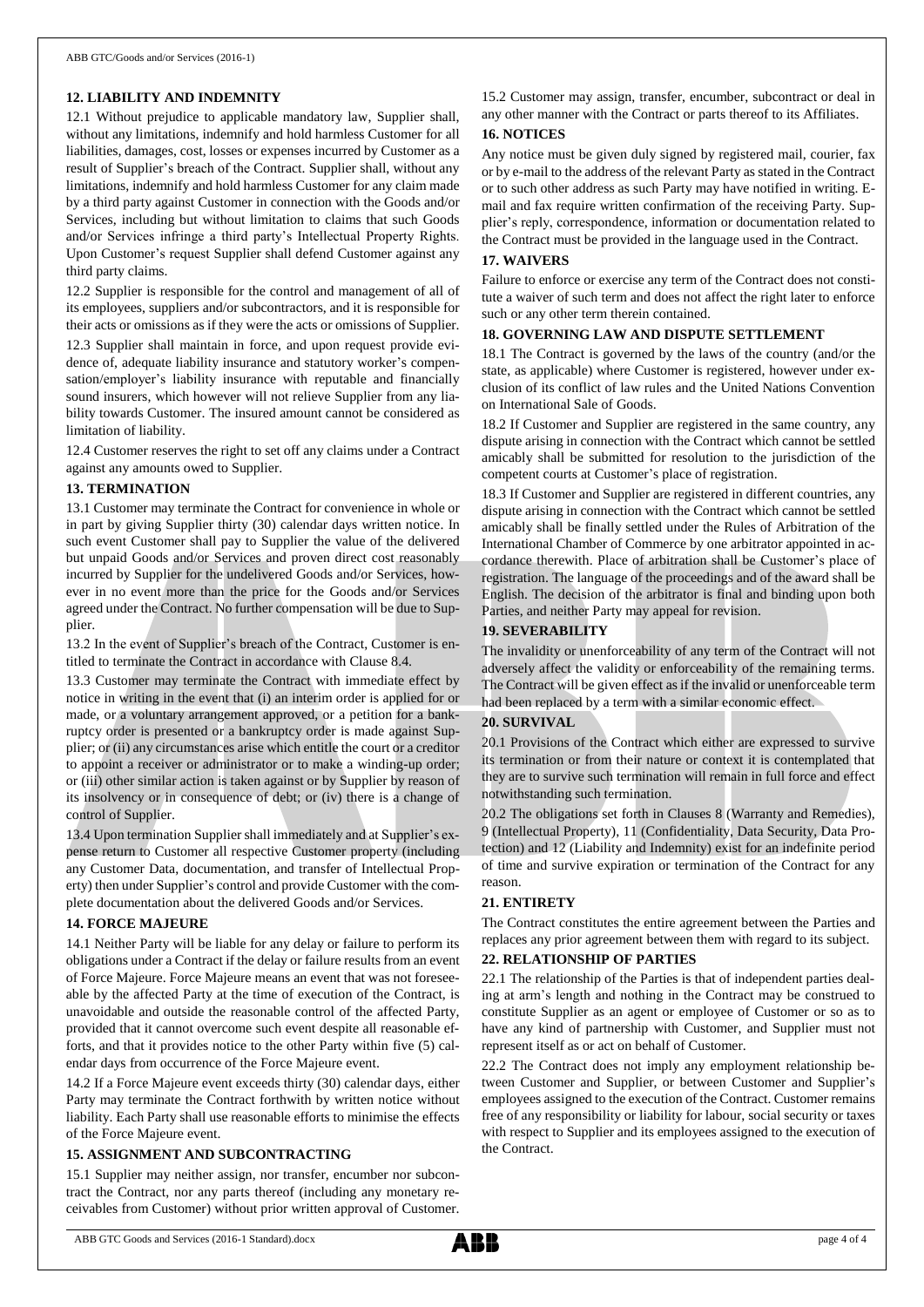## 12. LIABILITY AND INDEMNITY

12.1 Without prejudice to applicable mandatory law, Supplier shall, without any limitations, indemnify and hold harmless Customer for all liabilities, damages, cost, losses or expenses incurred by Customer as a result of Supplier's breach of the Contract. Supplier shall, without any limitations, indemnify and hold harmless Customer for any claim made by a third party against Customer in connection with the Goods and/or Services, including but without limitation to claims that such Goods and/or Services infringe a third party's Intellectual Property Rights. Upon Customer's request Supplier shall defend Customer against any third party claims.

12.2 Supplier is responsible for the control and management of all of its employees, suppliers and/or subcontractors, and it is responsible for their acts or omissions as if they were the acts or omissions of Supplier.

12.3 Supplier shall maintain in force, and upon request provide evidence of, adequate liability insurance and statutory worker's compensation/employer's liability insurance with reputable and financially sound insurers, which however will not relieve Supplier from any liability towards Customer. The insured amount cannot be considered as limitation of liability.

12.4 Customer reserves the right to set off any claims under a Contract against any amounts owed to Supplier.

## 13. TERMINATION

13.1 Customer may terminate the Contract for convenience in whole or in part by giving Supplier thirty (30) calendar days written notice. In such event Customer shall pay to Supplier the value of the delivered but unpaid Goods and/or Services and proven direct cost reasonably incurred by Supplier for the undelivered Goods and/or Services, however in no event more than the price for the Goods and/or Services agreed under the Contract. No further compensation will be due to Supplier.

13.2 In the event of Supplier's breach of the Contract, Customer is entitled to terminate the Contract in accordance with Clause 8.4.

13.3 Customer may terminate the Contract with immediate effect by notice in writing in the event that (i) an interim order is applied for or made, or a voluntary arrangement approved, or a petition for a bankruptcy order is presented or a bankruptcy order is made against Supplier; or (ii) any circumstances arise which entitle the court or a creditor to appoint a receiver or administrator or to make a winding-up order; or (iii) other similar action is taken against or by Supplier by reason of its insolvency or in consequence of debt; or (iv) there is a change of control of Supplier.

13.4 Upon termination Supplier shall immediately and at Supplier's expense return to Customer all respective Customer property (including any Customer Data, documentation, and transfer of Intellectual Property) then under Supplier's control and provide Customer with the complete documentation about the delivered Goods and/or Services.

## 14. FORCE MAJEURE

14.1 Neither Party will be liable for any delay or failure to perform its obligations under a Contract if the delay or failure results from an event of Force Majeure. Force Majeure means an event that was not foreseeable by the affected Party at the time of execution of the Contract, is unavoidable and outside the reasonable control of the affected Party, provided that it cannot overcome such event despite all reasonable efforts, and that it provides notice to the other Party within five (5) calendar days from occurrence of the Force Majeure event.

14.2 If a Force Majeure event exceeds thirty (30) calendar days, either Party may terminate the Contract forthwith by written notice without liability. Each Party shall use reasonable efforts to minimise the effects of the Force Majeure event.

## 15. ASSIGNMENT AND SUBCONTRACTING

15.1 Supplier may neither assign, nor transfer, encumber nor subcontract the Contract, nor any parts thereof (including any monetary receivables from Customer) without prior written approval of Customer.

15.2 Customer may assign, transfer, encumber, subcontract or deal in any other manner with the Contract or parts thereof to its Affiliates.

## 16. NOTICES

Any notice must be given duly signed by registered mail, courier, fax or by e-mail to the address of the relevant Party as stated in the Contract or to such other address as such Party may have notified in writing. E-mail and fax require written confirmation of the receiving Party. Supplier's reply, correspondence, information or documentation related to the Contract must be provided in the language used in the Contract.

## 17. WAIVERS

Failure to enforce or exercise any term of the Contract does not constitute a waiver of such term and does not affect the right later to enforce such or any other term therein contained.

## 18. GOVERNING LAW AND DISPUTE SETTLEMENT

18.1 The Contract is governed by the laws of the country (and/or the state, as applicable) where Customer is registered, however under exclusion of its conflict of law rules and the United Nations Convention on International Sale of Goods.

18.2 If Customer and Supplier are registered in the same country, any dispute arising in connection with the Contract which cannot be settled amicably shall be submitted for resolution to the jurisdiction of the competent courts at Customer's place of registration.

18.3 If Customer and Supplier are registered in different countries, any dispute arising in connection with the Contract which cannot be settled amicably shall be finally settled under the Rules of Arbitration of the International Chamber of Commerce by one arbitrator appointed in accordance therewith. Place of arbitration shall be Customer's place of registration. The language of the proceedings and of the award shall be English. The decision of the arbitrator is final and binding upon both Parties, and neither Party may appeal for revision.

## 19. SEVERABILITY

The invalidity or unenforceability of any term of the Contract will not adversely affect the validity or enforceability of the remaining terms. The Contract will be given effect as if the invalid or unenforceable term had been replaced by a term with a similar economic effect.

## 20. SURVIVAL

20.1 Provisions of the Contract which either are expressed to survive its termination or from their nature or context it is contemplated that they are to survive such termination will remain in full force and effect notwithstanding such termination.

20.2 The obligations set forth in Clauses 8 (Warranty and Remedies), 9 (Intellectual Property), 11 (Confidentiality, Data Security, Data Protection) and 12 (Liability and Indemnity) exist for an indefinite period of time and survive expiration or termination of the Contract for any reason.

## 21. ENTIRETY

The Contract constitutes the entire agreement between the Parties and replaces any prior agreement between them with regard to its subject.

## 22. RELATIONSHIP OF PARTIES

22.1 The relationship of the Parties is that of independent parties dealing at arm's length and nothing in the Contract may be construed to constitute Supplier as an agent or employee of Customer or so as to have any kind of partnership with Customer, and Supplier must not represent itself as or act on behalf of Customer.

22.2 The Contract does not imply any employment relationship between Customer and Supplier, or between Customer and Supplier's employees assigned to the execution of the Contract. Customer remains free of any responsibility or liability for labour, social security or taxes with respect to Supplier and its employees assigned to the execution of the Contract.